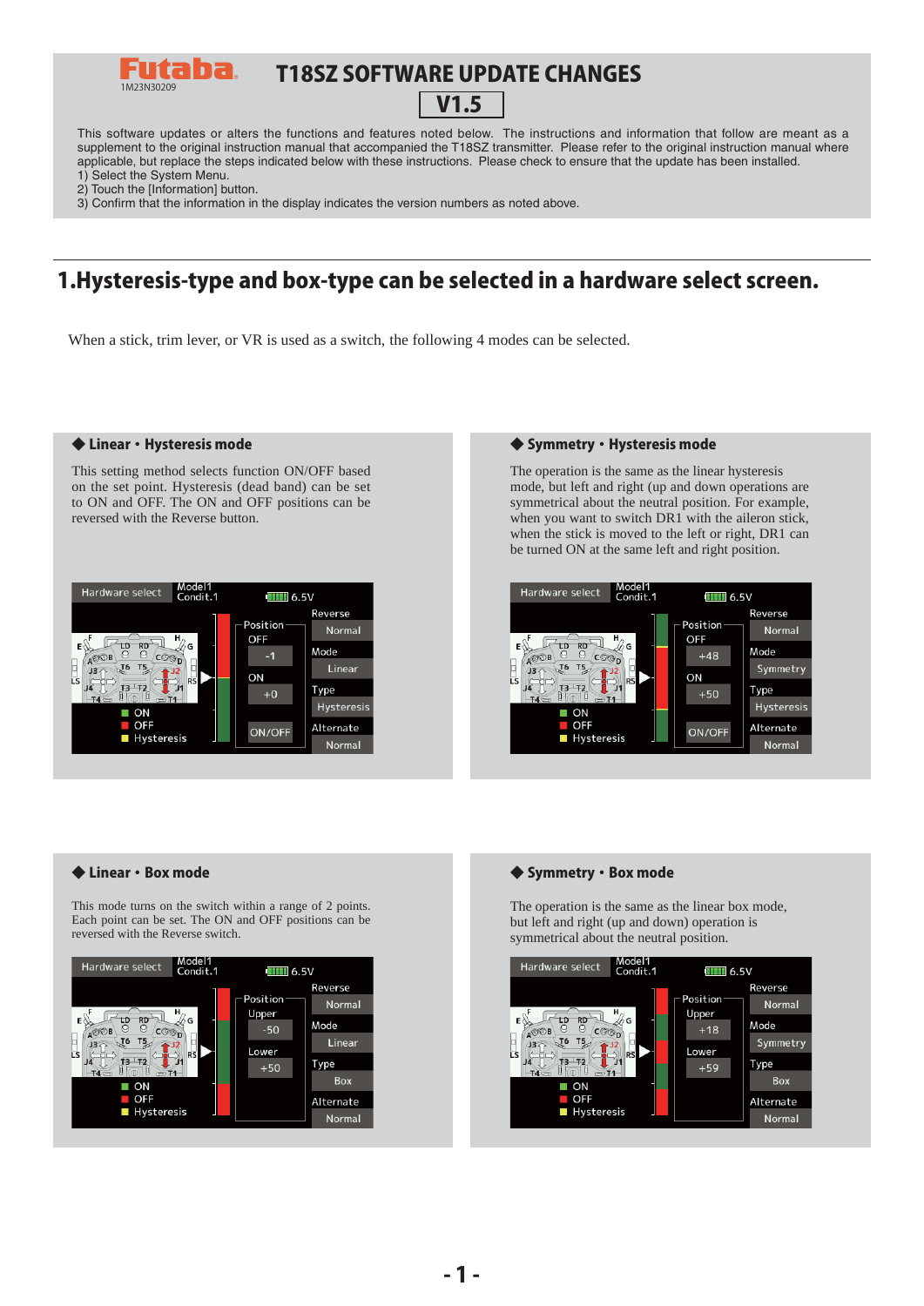**Futaba** 1M23N30209

# T18SZ SOFTWARE UPDATE CHANGES

**V1.5**

This software updates or alters the functions and features noted below. The instructions and information that follow are meant as a supplement to the original instruction manual that accompanied the T18SZ transmitter. Please refer to the original instruction manual where applicable, but replace the steps indicated below with these instructions. Please check to ensure that the update has been installed.

1) Select the System Menu.
2) Touch the [Information] button.
3) Confirm that the information in the display indicates the version numbers as noted above.

## 1.Hysteresis-type and box-type can be selected in a hardware select screen.

When a stick, trim lever, or VR is used as a switch, the following 4 modes can be selected.

### ◆ Linear・Hysteresis mode

This setting method selects function ON/OFF based on the set point. Hysteresis (dead band) can be set to ON and OFF. The ON and OFF positions can be reversed with the Reverse button.

### ◆ Symmetry・Hysteresis mode

The operation is the same as the linear hysteresis mode, but left and right (up and down operations are symmetrical about the neutral position. For example, when you want to switch DR1 with the aileron stick, when the stick is moved to the left or right, DR1 can be turned ON at the same left and right position.

### ◆ Linear・Box mode

This mode turns on the switch within a range of 2 points. Each point can be set. The ON and OFF positions can be reversed with the Reverse switch.

### ◆ Symmetry・Box mode

The operation is the same as the linear box mode, but left and right (up and down) operation is symmetrical about the neutral position.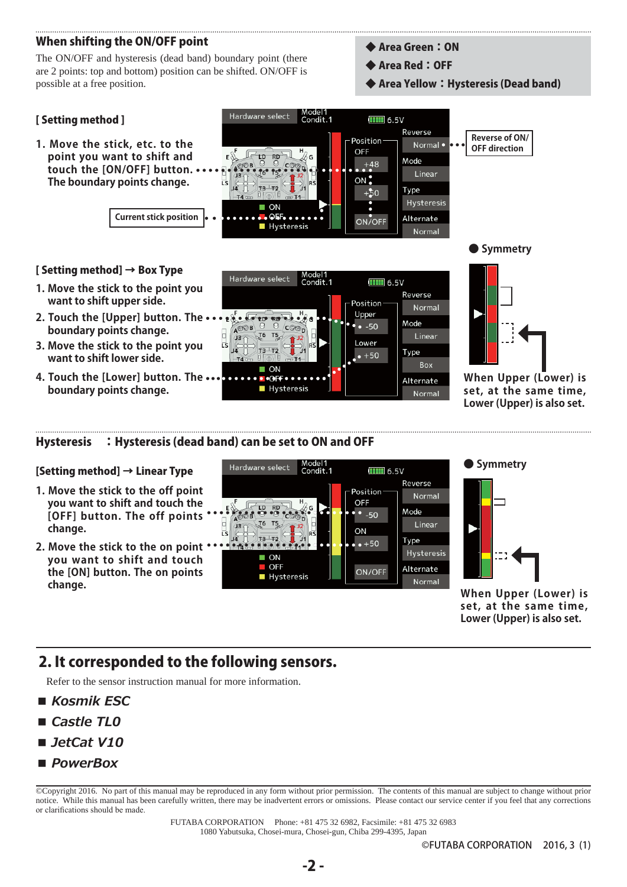### When shifting the ON/OFF point

The ON/OFF and hysteresis (dead band) boundary point (there are 2 points: top and bottom) position can be shifted. ON/OFF is possible at a free position.

- ◆ **Area Green：ON**
- ◆ **Area Red：OFF**
- ◆ **Area Yellow：Hysteresis (Dead band)**

**[ Setting method ]**

1. **Move the stick, etc. to the point you want to shift and touch the [ON/OFF] button. The boundary points change.**

Current stick position

Reverse of ON/OFF direction

● **Symmetry**

**[ Setting method] → Box Type**

1. **Move the stick to the point you want to shift upper side.**
2. **Touch the [Upper] button. The boundary points change.**
3. **Move the stick to the point you want to shift lower side.**
4. **Touch the [Lower] button. The boundary points change.**

**When Upper (Lower) is set, at the same time, Lower (Upper) is also set.**

**Hysteresis ：Hysteresis (dead band) can be set to ON and OFF**

**[Setting method] → Linear Type**

1. **Move the stick to the off point you want to shift and touch the [OFF] button. The off points change.**
2. **Move the stick to the on point you want to shift and touch the [ON] button. The on points change.**

● **Symmetry**

**When Upper (Lower) is set, at the same time, Lower (Upper) is also set.**

## 2. It corresponded to the following sensors.

Refer to the sensor instruction manual for more information.

- ***Kosmik ESC***
- ***Castle TL0***
- ***JetCat V10***
- ***PowerBox***

©Copyright 2016. No part of this manual may be reproduced in any form without prior permission. The contents of this manual are subject to change without prior notice. While this manual has been carefully written, there may be inadvertent errors or omissions. Please contact our service center if you feel that any corrections or clarifications should be made.

FUTABA CORPORATION Phone: +81 475 32 6982, Facsimile: +81 475 32 6983
1080 Yabutsuka, Chosei-mura, Chosei-gun, Chiba 299-4395, Japan

©FUTABA CORPORATION 2016, 3 (1)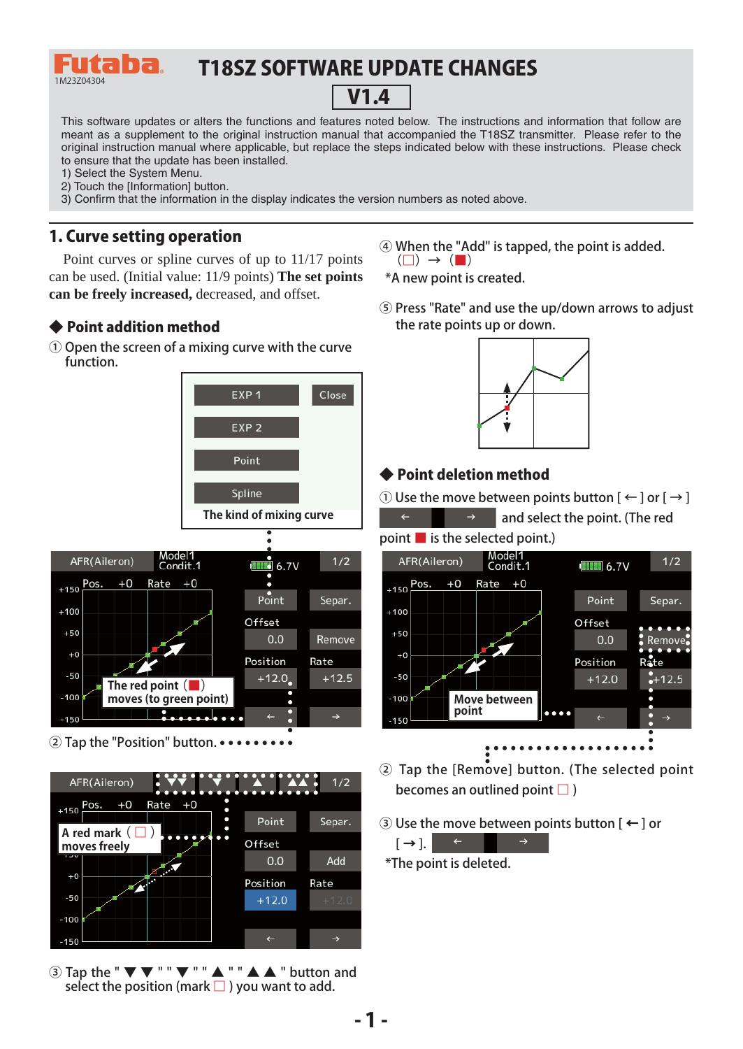# T18SZ SOFTWARE UPDATE CHANGES

**V1.4**

1M23Z04304

This software updates or alters the functions and features noted below. The instructions and information that follow are meant as a supplement to the original instruction manual that accompanied the T18SZ transmitter. Please refer to the original instruction manual where applicable, but replace the steps indicated below with these instructions. Please check to ensure that the update has been installed.

1) Select the System Menu.
2) Touch the [Information] button.
3) Confirm that the information in the display indicates the version numbers as noted above.

## 1. Curve setting operation

Point curves or spline curves of up to 11/17 points can be used. (Initial value: 11/9 points) **The set points can be freely increased,** decreased, and offset.

### ◆ Point addition method

① Open the screen of a mixing curve with the curve function.

EXP 1 | Close | EXP 2 | Point | Spline

The kind of mixing curve

The red point (■) moves (to green point)

② Tap the "Position" button.

A red mark (□) moves freely

③ Tap the " ▼▼ " " ▼ " " ▲ " " ▲▲ " button and select the position (mark □) you want to add.

④ When the "Add" is tapped, the point is added.
(□) → (■)

*A new point is created.

⑤ Press "Rate" and use the up/down arrows to adjust the rate points up or down.

### ◆ Point deletion method

① Use the move between points button [ ← ] or [ → ] and select the point. (The red point ■ is the selected point.)

Move between point

② Tap the [Remove] button. (The selected point becomes an outlined point □ )

③ Use the move between points button [ ← ] or [ → ].

*The point is deleted.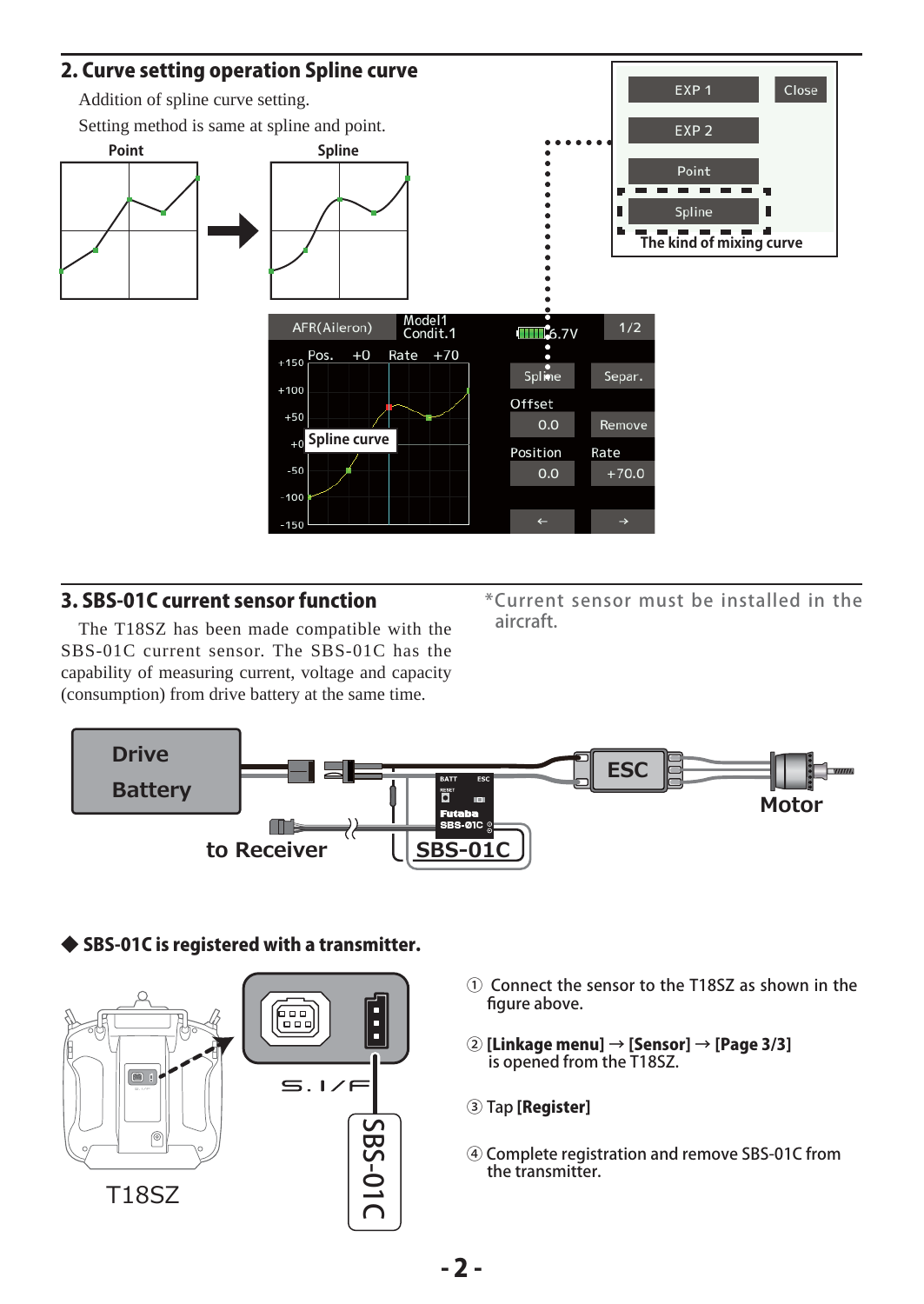## 2. Curve setting operation Spline curve

Addition of spline curve setting.

Setting method is same at spline and point.

## 3. SBS-01C current sensor function

The T18SZ has been made compatible with the SBS-01C current sensor. The SBS-01C has the capability of measuring current, voltage and capacity (consumption) from drive battery at the same time.

*Current sensor must be installed in the aircraft.

### ◆ SBS-01C is registered with a transmitter.

① Connect the sensor to the T18SZ as shown in the figure above.

② **[Linkage menu]** → **[Sensor]** → **[Page 3/3]** is opened from the T18SZ.

③ Tap **[Register]**

④ Complete registration and remove SBS-01C from the transmitter.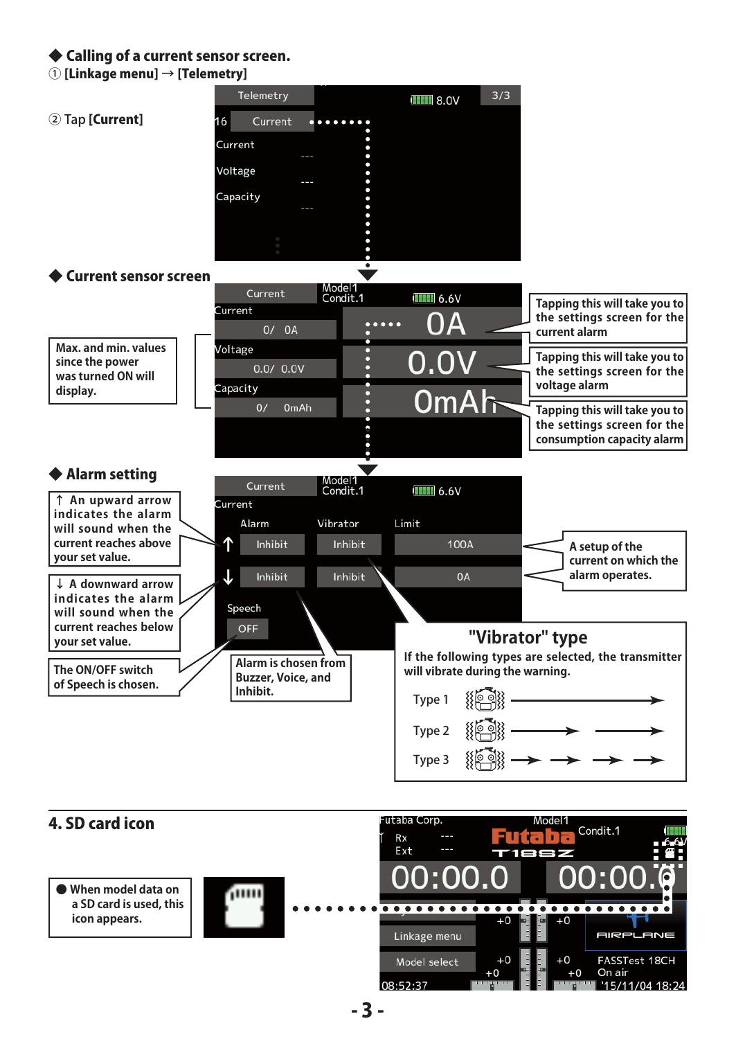## ◆ Calling of a current sensor screen.

① **[Linkage menu] → [Telemetry]**

② Tap **[Current]**

Telemetry | 8.0V | 3/3
16 Current
Current ---
Voltage ---
Capacity ---

## ◆ Current sensor screen

Current | Model1 Condit.1 | 6.6V

Current 0/ 0A — 0A
Voltage 0.0/ 0.0V — 0.0V
Capacity 0/ 0mAh — 0mAh

**Max. and min. values since the power was turned ON will display.**

**Tapping this will take you to the settings screen for the current alarm**

**Tapping this will take you to the settings screen for the voltage alarm**

**Tapping this will take you to the settings screen for the consumption capacity alarm**

## ◆ Alarm setting

Current | Model1 Condit.1 | 6.6V

Current

| | Alarm | Vibrator | Limit |
|---|---|---|---|
| ↑ | Inhibit | Inhibit | 100A |
| ↓ | Inhibit | Inhibit | 0A |

Speech
OFF

**↑ An upward arrow indicates the alarm will sound when the current reaches above your set value.**

**↓ A downward arrow indicates the alarm will sound when the current reaches below your set value.**

**The ON/OFF switch of Speech is chosen.**

**Alarm is chosen from Buzzer, Voice, and Inhibit.**

**A setup of the current on which the alarm operates.**

### "Vibrator" type

**If the following types are selected, the transmitter will vibrate during the warning.**

Type 1

Type 2

Type 3

## 4. SD card icon

● **When model data on a SD card is used, this icon appears.**

Futaba Corp. | Model1 | Condit.1 | 6.6V
Rx ---
Ext ---
00:00.0 | 00:00.0
Linkage menu
Model select
FASSTest 18CH
On air
08:52:37 | '15/11/04 18:24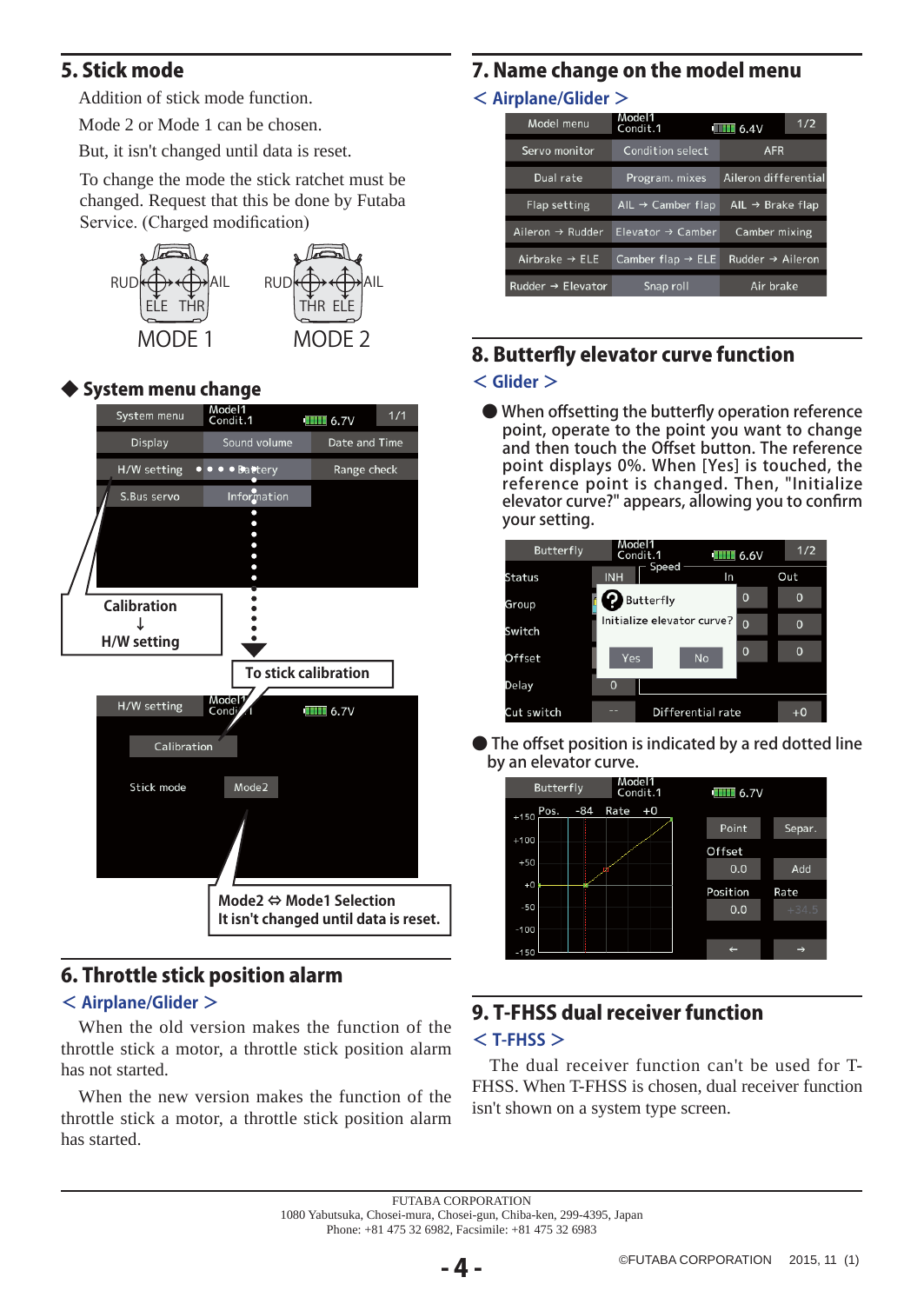## 5. Stick mode

Addition of stick mode function.

Mode 2 or Mode 1 can be chosen.

But, it isn't changed until data is reset.

To change the mode the stick ratchet must be changed. Request that this be done by Futaba Service. (Charged modification)

RUD AIL
ELE THR
MODE 1

RUD AIL
THR ELE
MODE 2

### ◆ System menu change

System menu | Model1 Condit.1 | 6.7V | 1/1

Display | Sound volume | Date and Time

H/W setting | Battery | Range check

S.Bus servo | Information

Calibration
↓
H/W setting

To stick calibration

H/W setting | Model1 Condit.1 | 6.7V

Calibration

Stick mode | Mode2

Mode2 ⇔ Mode1 Selection
It isn't changed until data is reset.

## 6. Throttle stick position alarm

< Airplane/Glider >

When the old version makes the function of the throttle stick a motor, a throttle stick position alarm has not started.

When the new version makes the function of the throttle stick a motor, a throttle stick position alarm has started.

## 7. Name change on the model menu

< Airplane/Glider >

| Model menu | Model1 Condit.1 | 6.4V 1/2 |
|---|---|---|
| Servo monitor | Condition select | AFR |
| Dual rate | Program. mixes | Aileron differential |
| Flap setting | AIL → Camber flap | AIL → Brake flap |
| Aileron → Rudder | Elevator → Camber | Camber mixing |
| Airbrake → ELE | Camber flap → ELE | Rudder → Aileron |
| Rudder → Elevator | Snap roll | Air brake |

## 8. Butterfly elevator curve function

< Glider >

- When offsetting the butterfly operation reference point, operate to the point you want to change and then touch the Offset button. The reference point displays 0%. When [Yes] is touched, the reference point is changed. Then, "Initialize elevator curve?" appears, allowing you to confirm your setting.

Butterfly | Model1 Condit.1 | 6.6V | 1/2

Status INH | Speed | In | Out
Group
Switch
Offset
Delay 0
Cut switch -- | Differential rate +0

Butterfly
Initialize elevator curve?
Yes No

- The offset position is indicated by a red dotted line by an elevator curve.

Butterfly | Model1 Condit.1 | 6.7V

Pos. -84 Rate +0
+150 +100 +50 +0 -50 -100 -150
Point | Separ.
Offset 0.0 | Add
Position 0.0 | Rate +34.5
← →

## 9. T-FHSS dual receiver function

< T-FHSS >

The dual receiver function can't be used for T-FHSS. When T-FHSS is chosen, dual receiver function isn't shown on a system type screen.

FUTABA CORPORATION
1080 Yabutsuka, Chosei-mura, Chosei-gun, Chiba-ken, 299-4395, Japan
Phone: +81 475 32 6982, Facsimile: +81 475 32 6983

©FUTABA CORPORATION 2015, 11 (1)